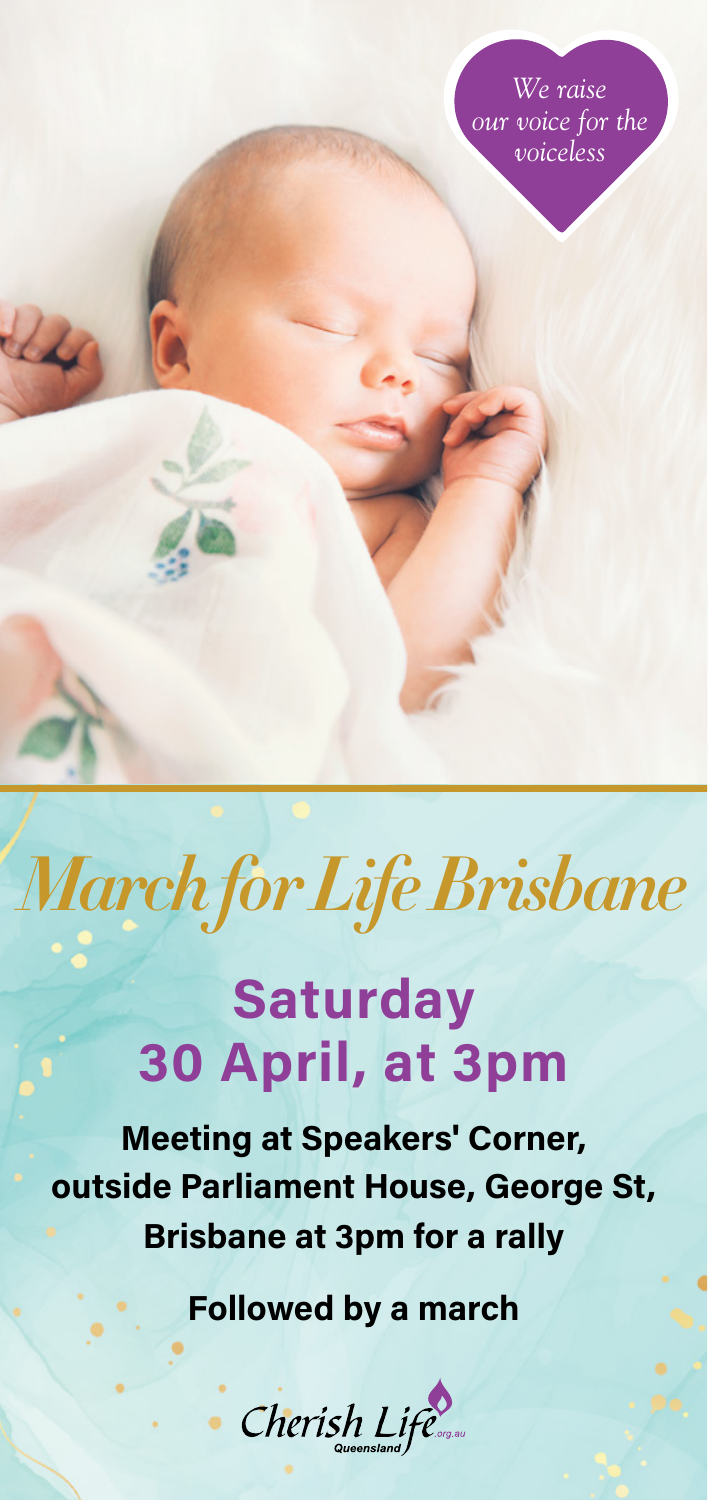*We raise our voice for the voiceless*

# *March for Life Brisbane*

## Saturday 30 April, at 3pm

**Meeting at Speakers' Corner, outside Parliament House, George St, Brisbane at 3pm for a rally**

**Followed by a march**

Cherish Life.org.au Queensland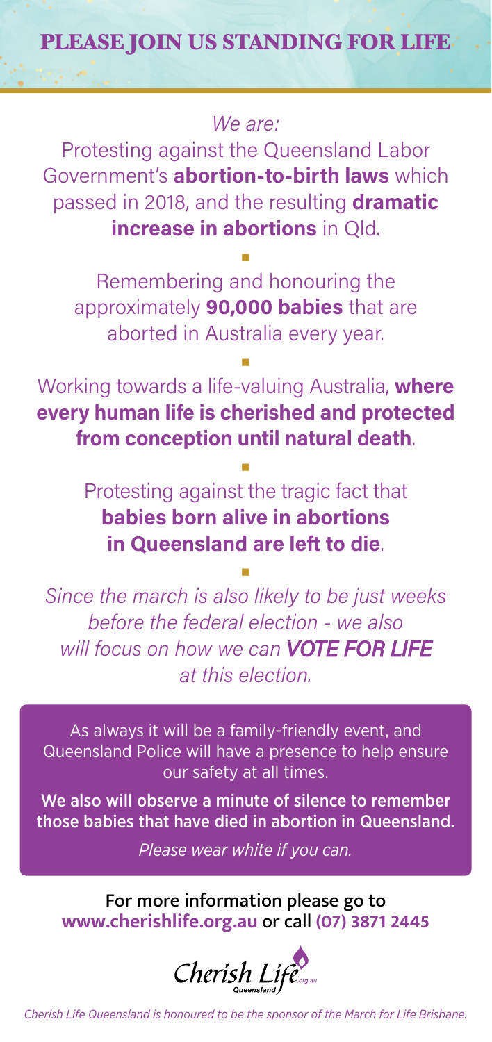# PLEASE JOIN US STANDING FOR LIFE

*We are:*

Protesting against the Queensland Labor Government's **abortion-to-birth laws** which passed in 2018, and the resulting **dramatic increase in abortions** in Qld.

Remembering and honouring the approximately **90,000 babies** that are aborted in Australia every year.

Working towards a life-valuing Australia, **where every human life is cherished and protected from conception until natural death**.

Protesting against the tragic fact that **babies born alive in abortions in Queensland are left to die**.

*Since the march is also likely to be just weeks before the federal election - we also will focus on how we can **VOTE FOR LIFE** at this election.*

As always it will be a family-friendly event, and Queensland Police will have a presence to help ensure our safety at all times.

**We also will observe a minute of silence to remember those babies that have died in abortion in Queensland.**

*Please wear white if you can.*

For more information please go to **www.cherishlife.org.au** or call **(07) 3871 2445**

Cherish Life Queensland .org.au

*Cherish Life Queensland is honoured to be the sponsor of the March for Life Brisbane.*